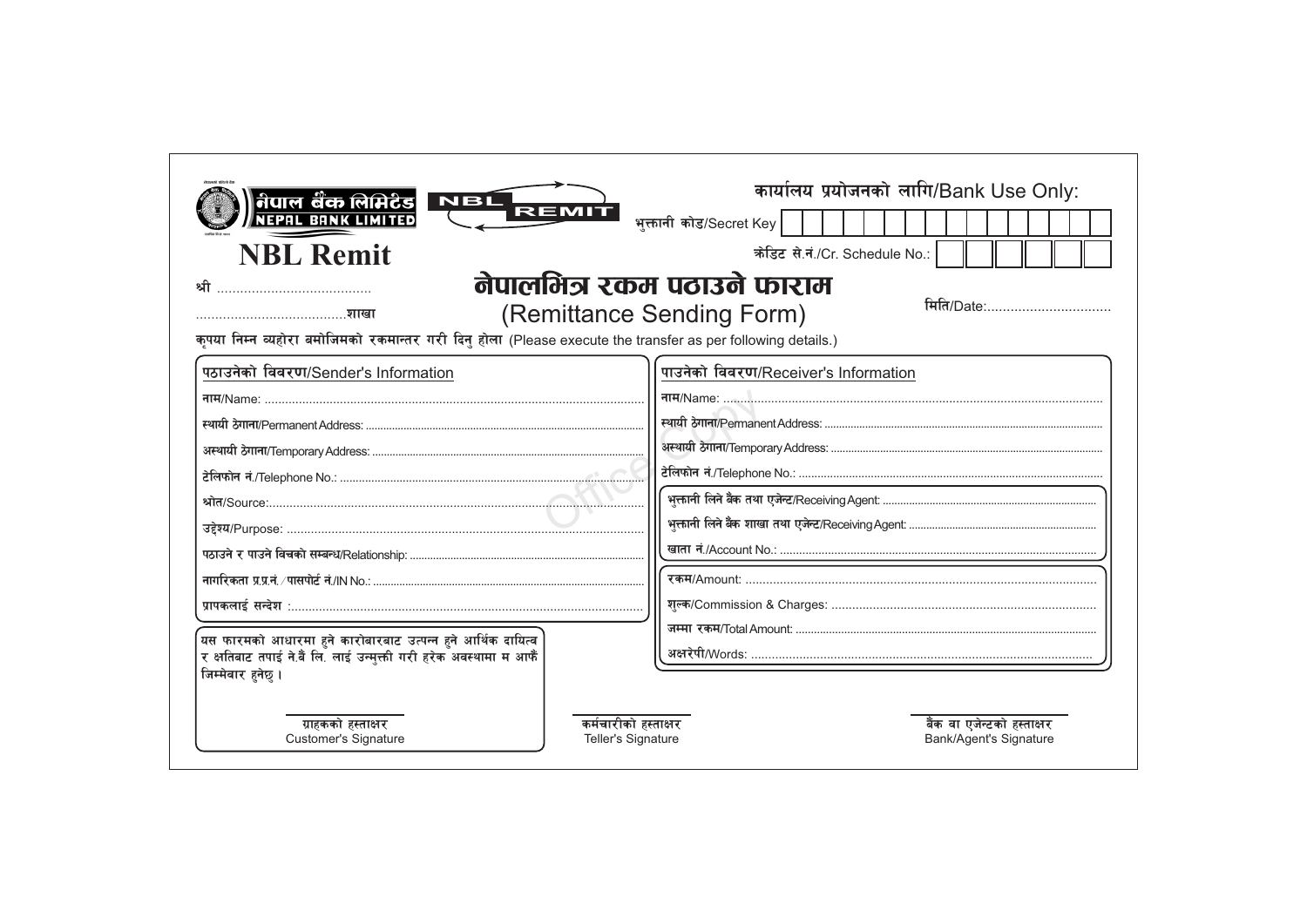नेपाल बैंक लिमिटेड
NEPAL BANK LIMITED

NBL REMIT

# NBL Remit

**कार्यालय प्रयोजनको लागि/Bank Use Only:**

भुक्तानी कोड/Secret Key

क्रेडिट से.नं./Cr. Schedule No.:

श्री ........................................

.......................................शाखा

# नेपालभित्र रकम पठाउने फाराम
## (Remittance Sending Form)

मिति/Date:................................

कृपया निम्न व्यहोरा बमोजिमको रकमान्तर गरी दिनु होला (Please execute the transfer as per following details.)

### पठाउनेको विवरण/Sender's Information

नाम/Name: ..............................................................................................................

स्थायी ठेगाना/Permanent Address: ..............................................................................................

अस्थायी ठेगाना/Temporary Address: ..............................................................................................

टेलिफोन नं./Telephone No.: ..............................................................................................

श्रोत/Source:..............................................................................................................

उद्देश्य/Purpose: ..............................................................................................................

पठाउने र पाउने बिचको सम्बन्ध/Relationship: ..............................................................................................

नागरिकता प्र.प्र.नं. / पासपोर्ट नं./IN No.: ..............................................................................................

प्रापकलाई सन्देश :..............................................................................................................

यस फारमको आधारमा हुने कारोबारबाट उत्पन्न हुने आर्थिक दायित्व र क्षतिबाट तपाई ने.बैं लि. लाई उन्मुक्ती गरी हरेक अवस्थामा म आफैं जिम्मेवार हुनेछु ।

### पाउनेको विवरण/Receiver's Information

नाम/Name: ..............................................................................................................

स्थायी ठेगाना/Permanent Address: ..............................................................................................

अस्थायी ठेगाना/Temporary Address: ..............................................................................................

टेलिफोन नं./Telephone No.: ..............................................................................................

भुक्तानी लिने बैंक तथा एजेन्ट/Receiving Agent: ..............................................................................................

भुक्तानी लिने बैंक शाखा तथा एजेन्ट/Receiving Agent: ..............................................................................................

खाता नं./Account No.: ..............................................................................................

रकम/Amount: ..............................................................................................

शुल्क/Commission & Charges: ..............................................................................................

जम्मा रकम/Total Amount: ..............................................................................................

अक्षरेपी/Words: ..............................................................................................

ग्राहकको हस्ताक्षर
Customer's Signature

कर्मचारीको हस्ताक्षर
Teller's Signature

बैंक वा एजेन्टको हस्ताक्षर
Bank/Agent's Signature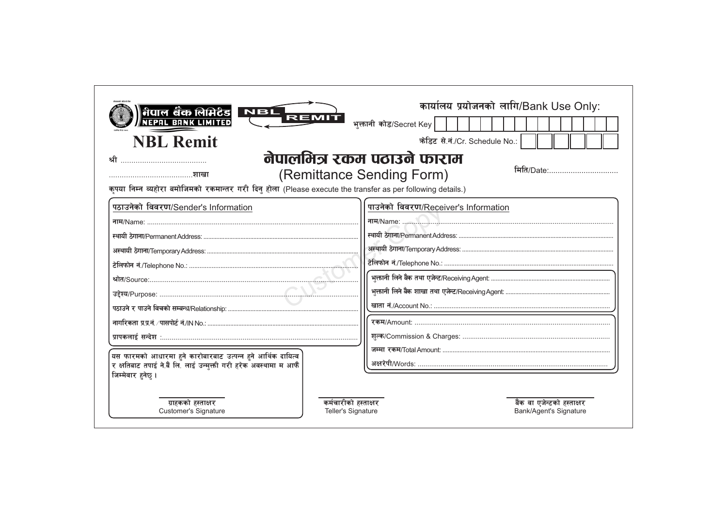नेपाल बैंक लिमिटेड
NEPAL BANK LIMITED

NBL REMIT

## NBL Remit

कार्यालय प्रयोजनको लागि/Bank Use Only:

भुक्तानी कोड/Secret Key

क्रेडिट से.नं./Cr. Schedule No.:

श्री ........................................

.......................................शाखा

# नेपालभित्र रकम पठाउने फाराम
## (Remittance Sending Form)

मिति/Date:................................

कृपया निम्न व्यहोरा बमोजिमको रकमान्तर गरी दिनु होला (Please execute the transfer as per following details.)

### पठाउनेको विवरण/Sender's Information

नाम/Name: ............................................................................................................

स्थायी ठेगाना/Permanent Address: ..............................................................................................

अस्थायी ठेगाना/Temporary Address: ............................................................................................

टेलिफोन नं./Telephone No.: .......................................................................................................

श्रोत/Source:.............................................................................................................

उद्देश्य/Purpose: .......................................................................................................

पठाउने र पाउने बिचको सम्बन्ध/Relationship: ..............................................................................

नागरिकता प्र.प्र.नं. ⁄ पासपोर्ट नं./IN No.: ...........................................................................

प्रापकलाई सन्देश :...................................................................................................

यस फारमको आधारमा हुने कारोबारबाट उत्पन्न हुने आर्थिक दायित्व र क्षतिबाट तपाई ने.बैं लि. लाई उन्मुक्ती गरी हरेक अवस्थामा म आफैं जिम्मेवार हुनेछु ।

### पाउनेको विवरण/Receiver's Information

नाम/Name: ............................................................................................................

स्थायी ठेगाना/Permanent Address: ..............................................................................................

अस्थायी ठेगाना/Temporary Address: ............................................................................................

टेलिफोन नं./Telephone No.: .......................................................................................................

भुक्तानी लिने बैंक तथा एजेन्ट/Receiving Agent: ..........................................................................

भुक्तानी लिने बैंक शाखा तथा एजेन्ट/Receiving Agent: ..................................................................

खाता नं./Account No.: ..............................................................................................

रकम/Amount: ........................................................................................................

शुल्क/Commission & Charges: ..................................................................................

जम्मा रकम/Total Amount: .........................................................................................

अक्षरेपी/Words: .....................................................................................................

Customer Copy

ग्राहकको हस्ताक्षर
Customer's Signature

कर्मचारीको हस्ताक्षर
Teller's Signature

बैंक वा एजेन्टको हस्ताक्षर
Bank/Agent's Signature